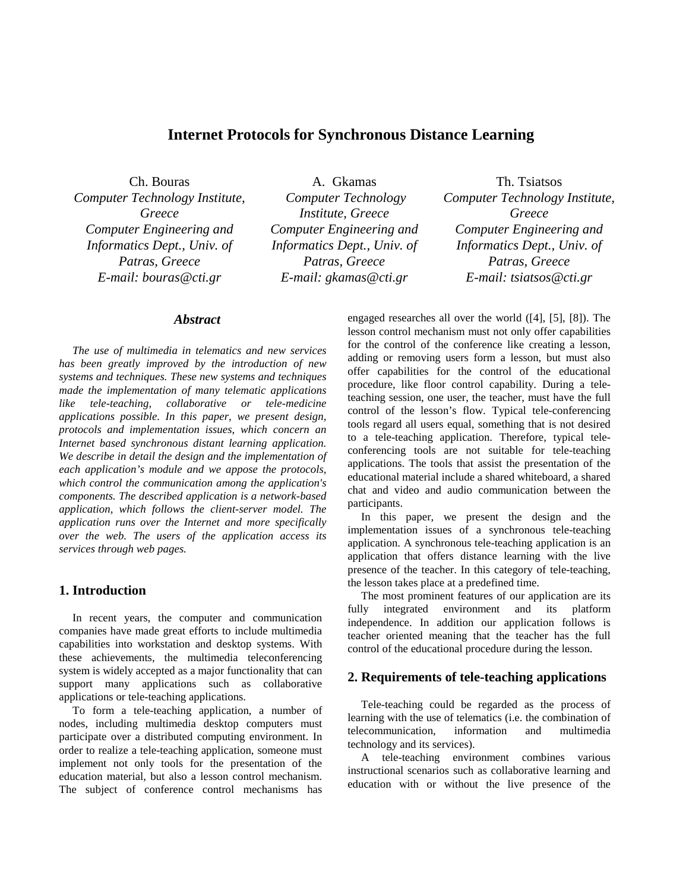# Internet Protocols for Synchronous Distance Learning

Ch. Bouras
*Computer Technology Institute, Greece*
*Computer Engineering and Informatics Dept., Univ. of Patras, Greece*
*E-mail: bouras@cti.gr*

A. Gkamas
*Computer Technology Institute, Greece*
*Computer Engineering and Informatics Dept., Univ. of Patras, Greece*
*E-mail: gkamas@cti.gr*

Th. Tsiatsos
*Computer Technology Institute, Greece*
*Computer Engineering and Informatics Dept., Univ. of Patras, Greece*
*E-mail: tsiatsos@cti.gr*

### *Abstract*

*The use of multimedia in telematics and new services has been greatly improved by the introduction of new systems and techniques. These new systems and techniques made the implementation of many telematic applications like tele-teaching, collaborative or tele-medicine applications possible. In this paper, we present design, protocols and implementation issues, which concern an Internet based synchronous distant learning application. We describe in detail the design and the implementation of each application's module and we appose the protocols, which control the communication among the application's components. The described application is a network-based application, which follows the client-server model. The application runs over the Internet and more specifically over the web. The users of the application access its services through web pages.*

## 1. Introduction

In recent years, the computer and communication companies have made great efforts to include multimedia capabilities into workstation and desktop systems. With these achievements, the multimedia teleconferencing system is widely accepted as a major functionality that can support many applications such as collaborative applications or tele-teaching applications.

To form a tele-teaching application, a number of nodes, including multimedia desktop computers must participate over a distributed computing environment. In order to realize a tele-teaching application, someone must implement not only tools for the presentation of the education material, but also a lesson control mechanism. The subject of conference control mechanisms has engaged researches all over the world ([4], [5], [8]). The lesson control mechanism must not only offer capabilities for the control of the conference like creating a lesson, adding or removing users form a lesson, but must also offer capabilities for the control of the educational procedure, like floor control capability. During a tele-teaching session, one user, the teacher, must have the full control of the lesson's flow. Typical tele-conferencing tools regard all users equal, something that is not desired to a tele-teaching application. Therefore, typical tele-conferencing tools are not suitable for tele-teaching applications. The tools that assist the presentation of the educational material include a shared whiteboard, a shared chat and video and audio communication between the participants.

In this paper, we present the design and the implementation issues of a synchronous tele-teaching application. A synchronous tele-teaching application is an application that offers distance learning with the live presence of the teacher. In this category of tele-teaching, the lesson takes place at a predefined time.

The most prominent features of our application are its fully integrated environment and its platform independence. In addition our application follows is teacher oriented meaning that the teacher has the full control of the educational procedure during the lesson.

## 2. Requirements of tele-teaching applications

Tele-teaching could be regarded as the process of learning with the use of telematics (i.e. the combination of telecommunication, information and multimedia technology and its services).

A tele-teaching environment combines various instructional scenarios such as collaborative learning and education with or without the live presence of the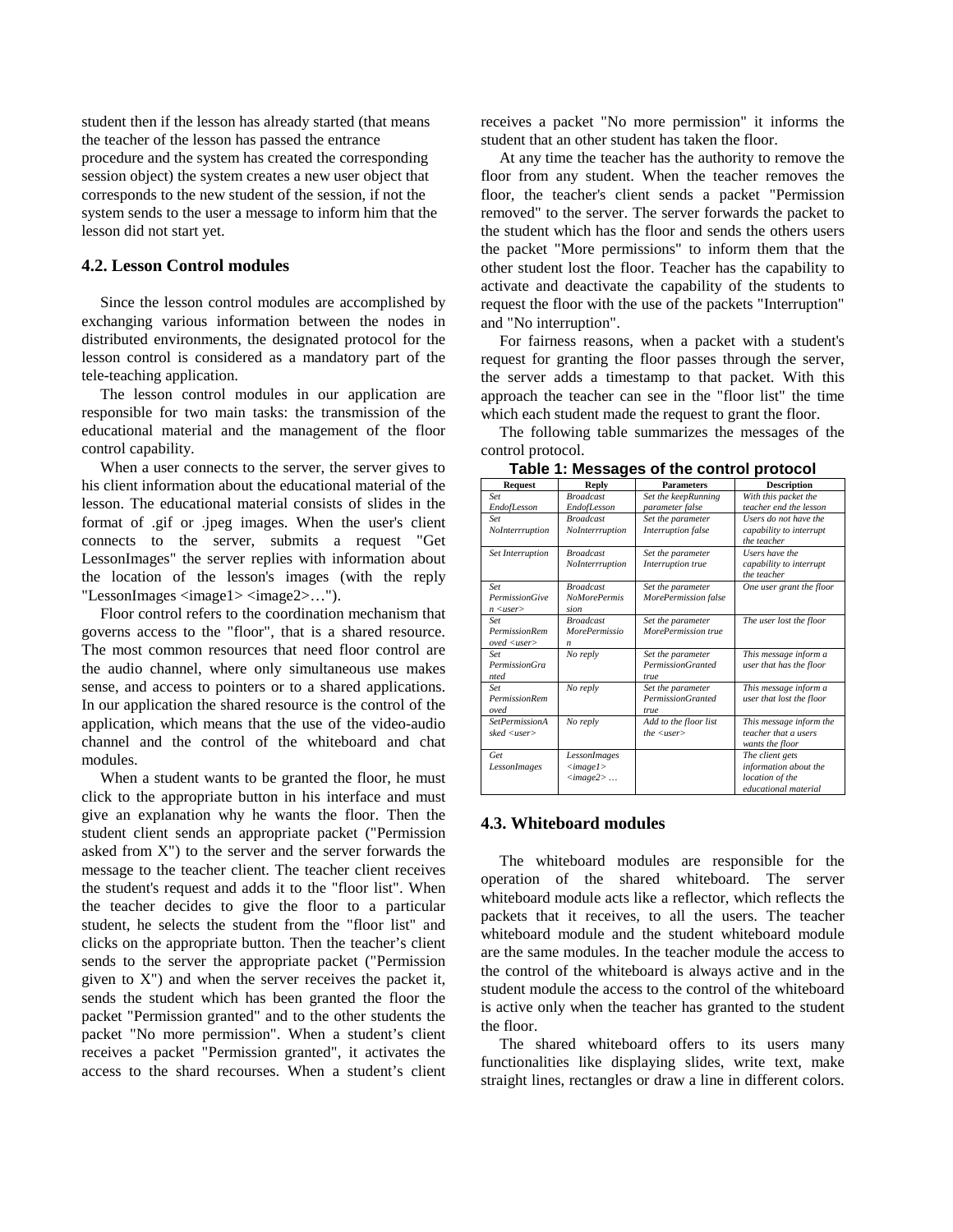student then if the lesson has already started (that means the teacher of the lesson has passed the entrance procedure and the system has created the corresponding session object) the system creates a new user object that corresponds to the new student of the session, if not the system sends to the user a message to inform him that the lesson did not start yet.

### 4.2. Lesson Control modules

Since the lesson control modules are accomplished by exchanging various information between the nodes in distributed environments, the designated protocol for the lesson control is considered as a mandatory part of the tele-teaching application.

The lesson control modules in our application are responsible for two main tasks: the transmission of the educational material and the management of the floor control capability.

When a user connects to the server, the server gives to his client information about the educational material of the lesson. The educational material consists of slides in the format of .gif or .jpeg images. When the user's client connects to the server, submits a request "Get LessonImages" the server replies with information about the location of the lesson's images (with the reply "LessonImages <image1> <image2>…").

Floor control refers to the coordination mechanism that governs access to the "floor", that is a shared resource. The most common resources that need floor control are the audio channel, where only simultaneous use makes sense, and access to pointers or to a shared applications. In our application the shared resource is the control of the application, which means that the use of the video-audio channel and the control of the whiteboard and chat modules.

When a student wants to be granted the floor, he must click to the appropriate button in his interface and must give an explanation why he wants the floor. Then the student client sends an appropriate packet ("Permission asked from X") to the server and the server forwards the message to the teacher client. The teacher client receives the student's request and adds it to the "floor list". When the teacher decides to give the floor to a particular student, he selects the student from the "floor list" and clicks on the appropriate button. Then the teacher's client sends to the server the appropriate packet ("Permission given to X") and when the server receives the packet it, sends the student which has been granted the floor the packet "Permission granted" and to the other students the packet "No more permission". When a student's client receives a packet "Permission granted", it activates the access to the shard recourses. When a student's client receives a packet "No more permission" it informs the student that an other student has taken the floor.

At any time the teacher has the authority to remove the floor from any student. When the teacher removes the floor, the teacher's client sends a packet "Permission removed" to the server. The server forwards the packet to the student which has the floor and sends the others users the packet "More permissions" to inform them that the other student lost the floor. Teacher has the capability to activate and deactivate the capability of the students to request the floor with the use of the packets "Interruption" and "No interruption".

For fairness reasons, when a packet with a student's request for granting the floor passes through the server, the server adds a timestamp to that packet. With this approach the teacher can see in the "floor list" the time which each student made the request to grant the floor.

The following table summarizes the messages of the control protocol.

**Table 1: Messages of the control protocol**

| Request | Reply | Parameters | Description |
|---|---|---|---|
| *Set EndofLesson* | *Broadcast EndofLesson* | *Set the keepRunning parameter false* | *With this packet the teacher end the lesson* |
| *Set NoInterrruption* | *Broadcast NoInterrruption* | *Set the parameter Interruption false* | *Users do not have the capability to interrupt the teacher* |
| *Set Interruption* | *Broadcast NoInterrruption* | *Set the parameter Interruption true* | *Users have the capability to interrupt the teacher* |
| *Set PermissionGiven <user>* | *Broadcast NoMorePermission* | *Set the parameter MorePermission false* | *One user grant the floor* |
| *Set PermissionRemoved <user>* | *Broadcast MorePermission* | *Set the parameter MorePermission true* | *The user lost the floor* |
| *Set PermissionGranted* | *No reply* | *Set the parameter PermissionGranted true* | *This message inform a user that has the floor* |
| *Set PermissionRemoved* | *No reply* | *Set the parameter PermissionGranted true* | *This message inform a user that lost the floor* |
| *SetPermissionAsked <user>* | *No reply* | *Add to the floor list the <user>* | *This message inform the teacher that a users wants the floor* |
| *Get LessonImages* | *LessonImages <image1> <image2> …* | | *The client gets information about the location of the educational material* |

### 4.3. Whiteboard modules

The whiteboard modules are responsible for the operation of the shared whiteboard. The server whiteboard module acts like a reflector, which reflects the packets that it receives, to all the users. The teacher whiteboard module and the student whiteboard module are the same modules. In the teacher module the access to the control of the whiteboard is always active and in the student module the access to the control of the whiteboard is active only when the teacher has granted to the student the floor.

The shared whiteboard offers to its users many functionalities like displaying slides, write text, make straight lines, rectangles or draw a line in different colors.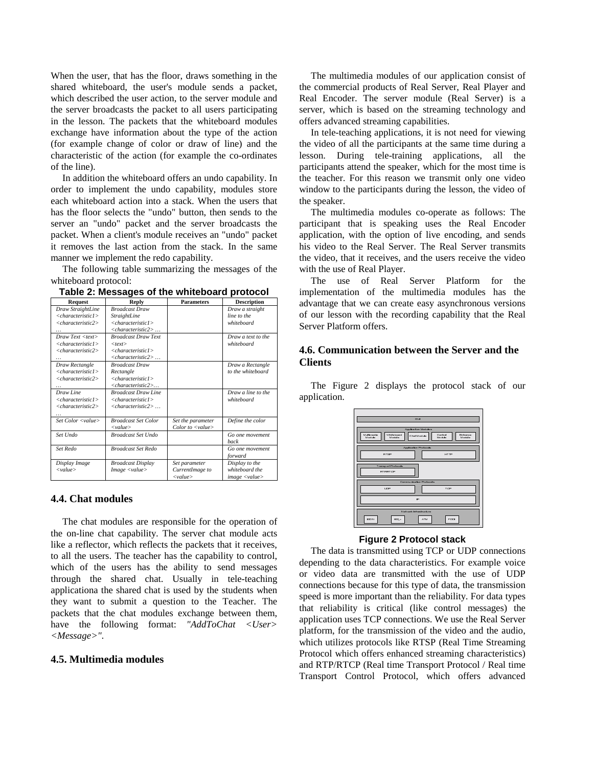When the user, that has the floor, draws something in the shared whiteboard, the user's module sends a packet, which described the user action, to the server module and the server broadcasts the packet to all users participating in the lesson. The packets that the whiteboard modules exchange have information about the type of the action (for example change of color or draw of line) and the characteristic of the action (for example the co-ordinates of the line).

In addition the whiteboard offers an undo capability. In order to implement the undo capability, modules store each whiteboard action into a stack. When the users that has the floor selects the "undo" button, then sends to the server an "undo" packet and the server broadcasts the packet. When a client's module receives an "undo" packet it removes the last action from the stack. In the same manner we implement the redo capability.

The following table summarizing the messages of the whiteboard protocol:

**Table 2: Messages of the whiteboard protocol**

| Request | Reply | Parameters | Description |
|---|---|---|---|
| *Draw StraightLine <characteristic1> <characteristic2> …* | *Broadcast Draw StraightLine <characteristic1> <characteristic2> …* | | *Draw a straight line to the whiteboard* |
| *Draw Text <text> <characteristic1> <characteristic2> …* | *Broadcast Draw Text <text> <characteristic1> <characteristic2> …* | | *Draw a text to the whiteboard* |
| *Draw Rectangle <characteristic1> <characteristic2> …* | *Broadcast Draw Rectangle <characteristic1> <characteristic2>…* | | *Draw a Rectangle to the whiteboard* |
| *Draw Line <characteristic1> <characteristic2> …* | *Broadcast Draw Line <characteristic1> <characteristic2> …* | | *Draw a line to the whiteboard* |
| *Set Color <value>* | *Broadcast Set Color <value>* | *Set the parameter Color to <value>* | *Define the color* |
| *Set Undo* | *Broadcast Set Undo* | | *Go one movement back* |
| *Set Redo* | *Broadcast Set Redo* | | *Go one movement forward* |
| *Display Image <value>* | *Broadcast Display Image <value>* | *Set parameter CurrentImage to <value>* | *Display to the whiteboard the image <value>* |

### 4.4. Chat modules

The chat modules are responsible for the operation of the on-line chat capability. The server chat module acts like a reflector, which reflects the packets that it receives, to all the users. The teacher has the capability to control, which of the users has the ability to send messages through the shared chat. Usually in tele-teaching applicationa the shared chat is used by the students when they want to submit a question to the Teacher. The packets that the chat modules exchange between them, have the following format: *"AddToChat <User> <Message>"*.

### 4.5. Multimedia modules

The multimedia modules of our application consist of the commercial products of Real Server, Real Player and Real Encoder. The server module (Real Server) is a server, which is based on the streaming technology and offers advanced streaming capabilities.

In tele-teaching applications, it is not need for viewing the video of all the participants at the same time during a lesson. During tele-training applications, all the participants attend the speaker, which for the most time is the teacher. For this reason we transmit only one video window to the participants during the lesson, the video of the speaker.

The multimedia modules co-operate as follows: The participant that is speaking uses the Real Encoder application, with the option of live encoding, and sends his video to the Real Server. The Real Server transmits the video, that it receives, and the users receive the video with the use of Real Player.

The use of Real Server Platform for the implementation of the multimedia modules has the advantage that we can create easy asynchronous versions of our lesson with the recording capability that the Real Server Platform offers.

### 4.6. Communication between the Server and the Clients

The Figure 2 displays the protocol stack of our application.

**Figure 2 Protocol stack**

The data is transmitted using TCP or UDP connections depending to the data characteristics. For example voice or video data are transmitted with the use of UDP connections because for this type of data, the transmission speed is more important than the reliability. For data types that reliability is critical (like control messages) the application uses TCP connections. We use the Real Server platform, for the transmission of the video and the audio, which utilizes protocols like RTSP (Real Time Streaming Protocol which offers enhanced streaming characteristics) and RTP/RTCP (Real time Transport Protocol / Real time Transport Control Protocol, which offers advanced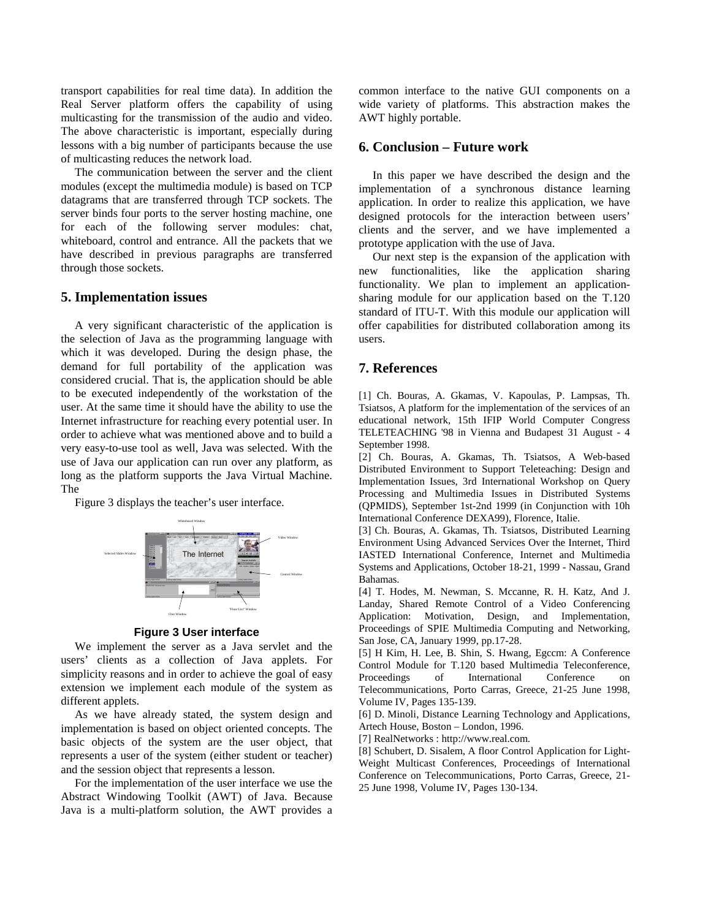transport capabilities for real time data). In addition the Real Server platform offers the capability of using multicasting for the transmission of the audio and video. The above characteristic is important, especially during lessons with a big number of participants because the use of multicasting reduces the network load.

The communication between the server and the client modules (except the multimedia module) is based on TCP datagrams that are transferred through TCP sockets. The server binds four ports to the server hosting machine, one for each of the following server modules: chat, whiteboard, control and entrance. All the packets that we have described in previous paragraphs are transferred through those sockets.

## 5. Implementation issues

A very significant characteristic of the application is the selection of Java as the programming language with which it was developed. During the design phase, the demand for full portability of the application was considered crucial. That is, the application should be able to be executed independently of the workstation of the user. At the same time it should have the ability to use the Internet infrastructure for reaching every potential user. In order to achieve what was mentioned above and to build a very easy-to-use tool as well, Java was selected. With the use of Java our application can run over any platform, as long as the platform supports the Java Virtual Machine. The

Figure 3 displays the teacher's user interface.

Whiteboard Window

Video Window

Selected Slides Window

The Internet

Control Window

Chat Window

"Floor List" Window

**Figure 3 User interface**

We implement the server as a Java servlet and the users' clients as a collection of Java applets. For simplicity reasons and in order to achieve the goal of easy extension we implement each module of the system as different applets.

As we have already stated, the system design and implementation is based on object oriented concepts. The basic objects of the system are the user object, that represents a user of the system (either student or teacher) and the session object that represents a lesson.

For the implementation of the user interface we use the Abstract Windowing Toolkit (AWT) of Java. Because Java is a multi-platform solution, the AWT provides a common interface to the native GUI components on a wide variety of platforms. This abstraction makes the AWT highly portable.

## 6. Conclusion – Future work

In this paper we have described the design and the implementation of a synchronous distance learning application. In order to realize this application, we have designed protocols for the interaction between users' clients and the server, and we have implemented a prototype application with the use of Java.

Our next step is the expansion of the application with new functionalities, like the application sharing functionality. We plan to implement an application-sharing module for our application based on the T.120 standard of ITU-T. With this module our application will offer capabilities for distributed collaboration among its users.

## 7. References

[1] Ch. Bouras, A. Gkamas, V. Kapoulas, P. Lampsas, Th. Tsiatsos, A platform for the implementation of the services of an educational network, 15th IFIP World Computer Congress TELETEACHING '98 in Vienna and Budapest 31 August - 4 September 1998.

[2] Ch. Bouras, A. Gkamas, Th. Tsiatsos, A Web-based Distributed Environment to Support Teleteaching: Design and Implementation Issues, 3rd International Workshop on Query Processing and Multimedia Issues in Distributed Systems (QPMIDS), September 1st-2nd 1999 (in Conjunction with 10h International Conference DEXA99), Florence, Italie.

[3] Ch. Bouras, A. Gkamas, Th. Tsiatsos, Distributed Learning Environment Using Advanced Services Over the Internet, Third IASTED International Conference, Internet and Multimedia Systems and Applications, October 18-21, 1999 - Nassau, Grand Bahamas.

[4] T. Hodes, M. Newman, S. Mccanne, R. H. Katz, And J. Landay, Shared Remote Control of a Video Conferencing Application: Motivation, Design, and Implementation, Proceedings of SPIE Multimedia Computing and Networking, San Jose, CA, January 1999, pp.17-28.

[5] H Kim, H. Lee, B. Shin, S. Hwang, Egccm: A Conference Control Module for T.120 based Multimedia Teleconference, Proceedings of International Conference on Telecommunications, Porto Carras, Greece, 21-25 June 1998, Volume IV, Pages 135-139.

[6] D. Minoli, Distance Learning Technology and Applications, Artech House, Boston – London, 1996.

[7] RealNetworks : http://www.real.com.

[8] Schubert, D. Sisalem, A floor Control Application for Light-Weight Multicast Conferences, Proceedings of International Conference on Telecommunications, Porto Carras, Greece, 21-25 June 1998, Volume IV, Pages 130-134.